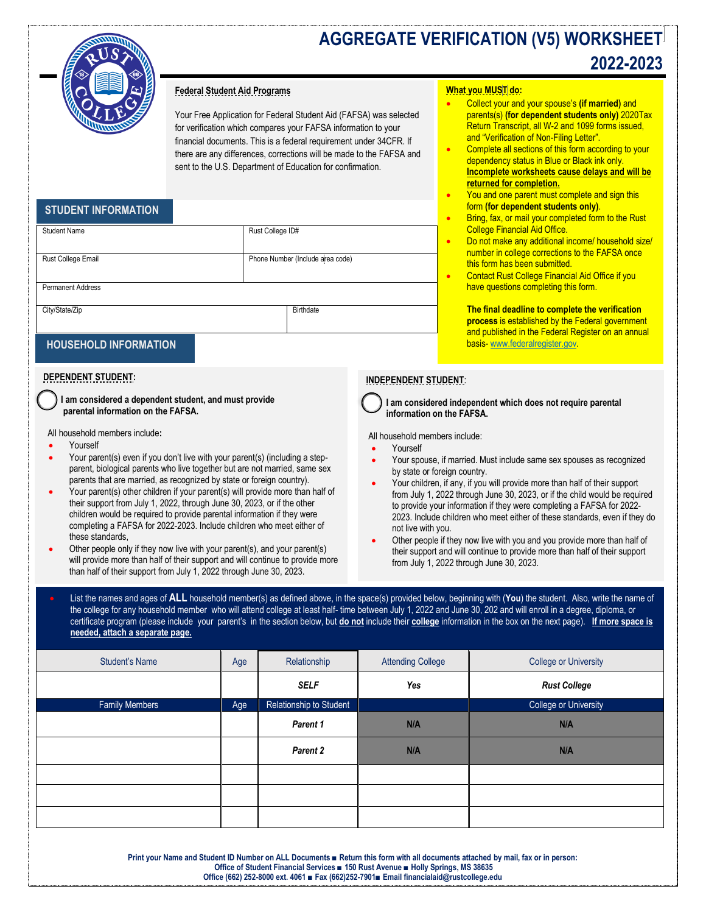# AGGREGATE VERIFICATION (V5) WORKSHEET 2022-2023

**Federal Student Aid Programs**

Your Free Application for Federal Student Aid (FAFSA) was selected for verification which compares your FAFSA information to your financial documents. This is a federal requirement under 34CFR. If there are any differences, corrections will be made to the FAFSA and sent to the U.S. Department of Education for confirmation.

**What you MUST do:**

- Collect your and your spouse's **(if married)** and parents(s) **(for dependent students only)** 2020Tax Return Transcript, all W-2 and 1099 forms issued, and "Verification of Non-Filing Letter".
- Complete all sections of this form according to your dependency status in Blue or Black ink only. **Incomplete worksheets cause delays and will be returned for completion.**
- You and one parent must complete and sign this form **(for dependent students only)**.
- Bring, fax, or mail your completed form to the Rust College Financial Aid Office.
- Do not make any additional income/ household size/ number in college corrections to the FAFSA once this form has been submitted.
- Contact Rust College Financial Aid Office if you have questions completing this form.

**The final deadline to complete the verification process** is established by the Federal government and published in the Federal Register on an annual basis- www.federalregister.gov.

## STUDENT INFORMATION

| Student Name | Rust College ID# |
|---|---|
| Rust College Email | Phone Number (Include area code) |
| Permanent Address | |
| City/State/Zip | Birthdate |

## HOUSEHOLD INFORMATION

**DEPENDENT STUDENT:**

◯ **I am considered a dependent student, and must provide parental information on the FAFSA.**

All household members include**:**

- Yourself
- Your parent(s) even if you don't live with your parent(s) (including a step-parent, biological parents who live together but are not married, same sex parents that are married, as recognized by state or foreign country).
- Your parent(s) other children if your parent(s) will provide more than half of their support from July 1, 2022, through June 30, 2023, or if the other children would be required to provide parental information if they were completing a FAFSA for 2022-2023. Include children who meet either of these standards,
- Other people only if they now live with your parent(s), and your parent(s) will provide more than half of their support and will continue to provide more than half of their support from July 1, 2022 through June 30, 2023.

**INDEPENDENT STUDENT:**

◯ **I am considered independent which does not require parental information on the FAFSA.**

All household members include:

- Yourself
- Your spouse, if married. Must include same sex spouses as recognized by state or foreign country.
- Your children, if any, if you will provide more than half of their support from July 1, 2022 through June 30, 2023, or if the child would be required to provide your information if they were completing a FAFSA for 2022-2023. Include children who meet either of these standards, even if they do not live with you.
- Other people if they now live with you and you provide more than half of their support and will continue to provide more than half of their support from July 1, 2022 through June 30, 2023.

- List the names and ages of **ALL** household member(s) as defined above, in the space(s) provided below, beginning with (**You**) the student. Also, write the name of the college for any household member who will attend college at least half- time between July 1, 2022 and June 30, 202 and will enroll in a degree, diploma, or certificate program (please include your parent's in the section below, but **do not** include their **college** information in the box on the next page). **If more space is needed, attach a separate page.**

| Student's Name | Age | Relationship | Attending College | College or University |
|---|---|---|---|---|
| | | ***SELF*** | ***Yes*** | ***Rust College*** |
| **Family Members** | **Age** | **Relationship to Student** | | **College or University** |
| | | ***Parent 1*** | N/A | N/A |
| | | ***Parent 2*** | N/A | N/A |
| | | | | |
| | | | | |
| | | | | |

**Print your Name and Student ID Number on ALL Documents ■ Return this form with all documents attached by mail, fax or in person: Office of Student Financial Services ■ 150 Rust Avenue ■ Holly Springs, MS 38635 Office (662) 252-8000 ext. 4061 ■ Fax (662)252-7901■ Email financialaid@rustcollege.edu**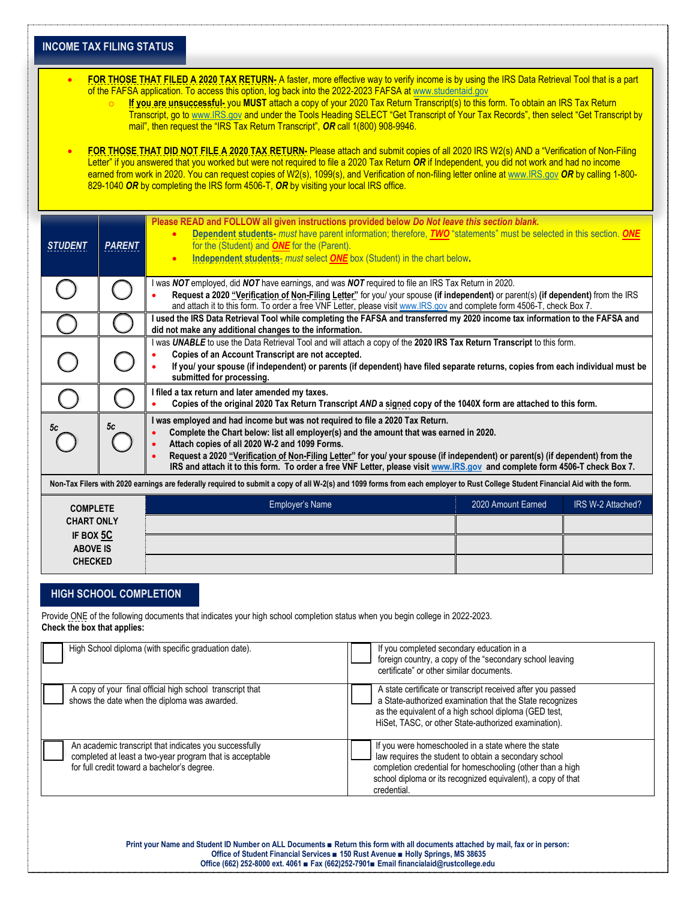## INCOME TAX FILING STATUS

- **FOR THOSE THAT FILED A 2020 TAX RETURN-** A faster, more effective way to verify income is by using the IRS Data Retrieval Tool that is a part of the FAFSA application. To access this option, log back into the 2022-2023 FAFSA at www.studentaid.gov
  - **If you are unsuccessful-** you **MUST** attach a copy of your 2020 Tax Return Transcript(s) to this form. To obtain an IRS Tax Return Transcript, go to www.IRS.gov and under the Tools Heading SELECT "Get Transcript of Your Tax Records", then select "Get Transcript by mail", then request the "IRS Tax Return Transcript", ***OR*** call 1(800) 908-9946.

- **FOR THOSE THAT DID NOT FILE A 2020 TAX RETURN-** Please attach and submit copies of all 2020 IRS W2(s) AND a "Verification of Non-Filing Letter" if you answered that you worked but were not required to file a 2020 Tax Return ***OR*** if Independent, you did not work and had no income earned from work in 2020. You can request copies of W2(s), 1099(s), and Verification of non-filing letter online at www.IRS.gov ***OR*** by calling 1-800-829-1040 ***OR*** by completing the IRS form 4506-T, ***OR*** by visiting your local IRS office.

| ***STUDENT*** | ***PARENT*** | Please READ and FOLLOW all given instructions provided below *Do Not leave this section blank.* <br>• **Dependent students-** *must* have parent information; therefore, ***TWO*** "statements" must be selected in this section. ***ONE*** for the (Student) and ***ONE*** for the (Parent). <br>• **Independent students-** *must* select ***ONE*** box (Student) in the chart below. |
|---|---|---|
| ○ | ○ | I was ***NOT*** employed, did ***NOT*** have earnings, and was ***NOT*** required to file an IRS Tax Return in 2020. <br>• **Request a 2020 "Verification of Non-Filing Letter"** for you/ your spouse **(if independent)** or parent(s) **(if dependent)** from the IRS and attach it to this form. To order a free VNF Letter, please visit www.IRS.gov and complete form 4506-T, check Box 7. |
| ○ | ○ | **I used the IRS Data Retrieval Tool while completing the FAFSA and transferred my 2020 income tax information to the FAFSA and did not make any additional changes to the information.** |
| ○ | ○ | I was ***UNABLE*** to use the Data Retrieval Tool and will attach a copy of the **2020 IRS Tax Return Transcript** to this form. <br>• **Copies of an Account Transcript are not accepted.** <br>• **If you/ your spouse (if independent) or parents (if dependent) have filed separate returns, copies from each individual must be submitted for processing.** |
| ○ | ○ | **I filed a tax return and later amended my taxes.** <br>• **Copies of the original 2020 Tax Return Transcript *AND* a signed copy of the 1040X form are attached to this form.** |
| *5c* ○ | *5c* ○ | **I was employed and had income but was not required to file a 2020 Tax Return.** <br>• **Complete the Chart below: list all employer(s) and the amount that was earned in 2020.** <br>• **Attach copies of all 2020 W-2 and 1099 Forms.** <br>• **Request a 2020 "Verification of Non-Filing Letter" for you/ your spouse (if independent) or parent(s) (if dependent) from the IRS and attach it to this form. To order a free VNF Letter, please visit www.IRS.gov and complete form 4506-T check Box 7.** |

**Non-Tax Filers with 2020 earnings are federally required to submit a copy of all W-2(s) and 1099 forms from each employer to Rust College Student Financial Aid with the form.**

| **COMPLETE CHART ONLY IF BOX 5C ABOVE IS CHECKED** | Employer's Name | 2020 Amount Earned | IRS W-2 Attached? |
|---|---|---|---|
| | | | |
| | | | |
| | | | |

## HIGH SCHOOL COMPLETION

Provide ONE of the following documents that indicates your high school completion status when you begin college in 2022-2023.
**Check the box that applies:**

| | |
|---|---|
| ☐ High School diploma (with specific graduation date). | ☐ If you completed secondary education in a foreign country, a copy of the "secondary school leaving certificate" or other similar documents. |
| ☐ A copy of your final official high school transcript that shows the date when the diploma was awarded. | ☐ A state certificate or transcript received after you passed a State-authorized examination that the State recognizes as the equivalent of a high school diploma (GED test, HiSet, TASC, or other State-authorized examination). |
| ☐ An academic transcript that indicates you successfully completed at least a two-year program that is acceptable for full credit toward a bachelor's degree. | ☐ If you were homeschooled in a state where the state law requires the student to obtain a secondary school completion credential for homeschooling (other than a high school diploma or its recognized equivalent), a copy of that credential. |

**Print your Name and Student ID Number on ALL Documents ■ Return this form with all documents attached by mail, fax or in person:**
**Office of Student Financial Services ■ 150 Rust Avenue ■ Holly Springs, MS 38635**
**Office (662) 252-8000 ext. 4061 ■ Fax (662)252-7901■ Email financialaid@rustcollege.edu**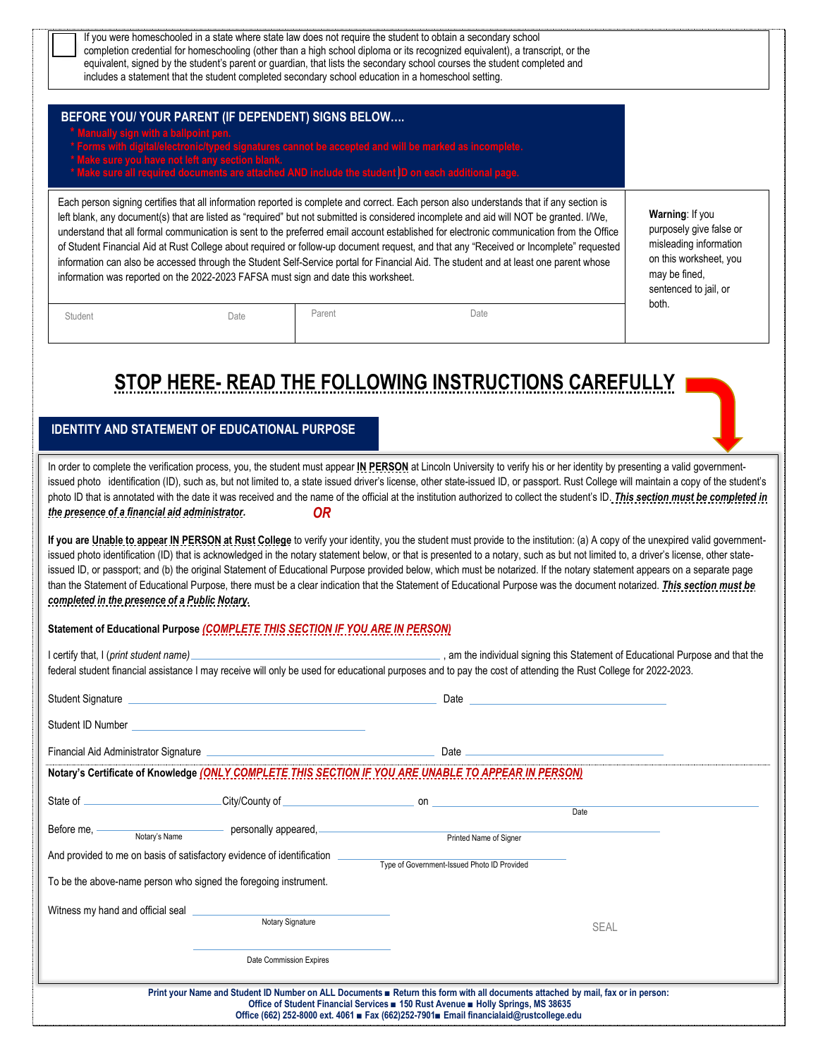☐ If you were homeschooled in a state where state law does not require the student to obtain a secondary school completion credential for homeschooling (other than a high school diploma or its recognized equivalent), a transcript, or the equivalent, signed by the student's parent or guardian, that lists the secondary school courses the student completed and includes a statement that the student completed secondary school education in a homeschool setting.

## BEFORE YOU/ YOUR PARENT (IF DEPENDENT) SIGNS BELOW….

* Manually sign with a ballpoint pen.
* Forms with digital/electronic/typed signatures cannot be accepted and will be marked as incomplete.
* Make sure you have not left any section blank.
* Make sure all required documents are attached AND include the student ID on each additional page.

Each person signing certifies that all information reported is complete and correct. Each person also understands that if any section is left blank, any document(s) that are listed as "required" but not submitted is considered incomplete and aid will NOT be granted. I/We, understand that all formal communication is sent to the preferred email account established for electronic communication from the Office of Student Financial Aid at Rust College about required or follow-up document request, and that any "Received or Incomplete" requested information can also be accessed through the Student Self-Service portal for Financial Aid. The student and at least one parent whose information was reported on the 2022-2023 FAFSA must sign and date this worksheet.

**Warning**: If you purposely give false or misleading information on this worksheet, you may be fined, sentenced to jail, or both.

| Student | Date | Parent | Date |
|---|---|---|---|
| | | | |

# STOP HERE- READ THE FOLLOWING INSTRUCTIONS CAREFULLY

## IDENTITY AND STATEMENT OF EDUCATIONAL PURPOSE

In order to complete the verification process, you, the student must appear **IN PERSON** at Lincoln University to verify his or her identity by presenting a valid government-issued photo identification (ID), such as, but not limited to, a state issued driver's license, other state-issued ID, or passport. Rust College will maintain a copy of the student's photo ID that is annotated with the date it was received and the name of the official at the institution authorized to collect the student's ID. ***This section must be completed in the presence of a financial aid administrator.*** ***OR***

**If you are Unable to appear IN PERSON at Rust College** to verify your identity, you the student must provide to the institution: (a) A copy of the unexpired valid government-issued photo identification (ID) that is acknowledged in the notary statement below, or that is presented to a notary, such as but not limited to, a driver's license, other state-issued ID, or passport; and (b) the original Statement of Educational Purpose provided below, which must be notarized. If the notary statement appears on a separate page than the Statement of Educational Purpose, there must be a clear indication that the Statement of Educational Purpose was the document notarized. ***This section must be completed in the presence of a Public Notary.***

**Statement of Educational Purpose** ***(COMPLETE THIS SECTION IF YOU ARE IN PERSON)***

I certify that, I (*print student name*) ______________________________ , am the individual signing this Statement of Educational Purpose and that the federal student financial assistance I may receive will only be used for educational purposes and to pay the cost of attending the Rust College for 2022-2023.

Student Signature ______________________________ Date ____________________

Student ID Number ______________________________

Financial Aid Administrator Signature ______________________________ Date ____________________

**Notary's Certificate of Knowledge** ***(ONLY COMPLETE THIS SECTION IF YOU ARE UNABLE TO APPEAR IN PERSON)***

State of ____________________ City/County of ____________________ on ____________________ (Date)

Before me, ____________________ (Notary's Name) personally appeared, ____________________ (Printed Name of Signer)

And provided to me on basis of satisfactory evidence of identification ____________________ (Type of Government-Issued Photo ID Provided)

To be the above-name person who signed the foregoing instrument.

Witness my hand and official seal ____________________ (Notary Signature)

SEAL

____________________ (Date Commission Expires)

**Print your Name and Student ID Number on ALL Documents ■ Return this form with all documents attached by mail, fax or in person:**
**Office of Student Financial Services ■ 150 Rust Avenue ■ Holly Springs, MS 38635**
**Office (662) 252-8000 ext. 4061 ■ Fax (662)252-7901■ Email financialaid@rustcollege.edu**